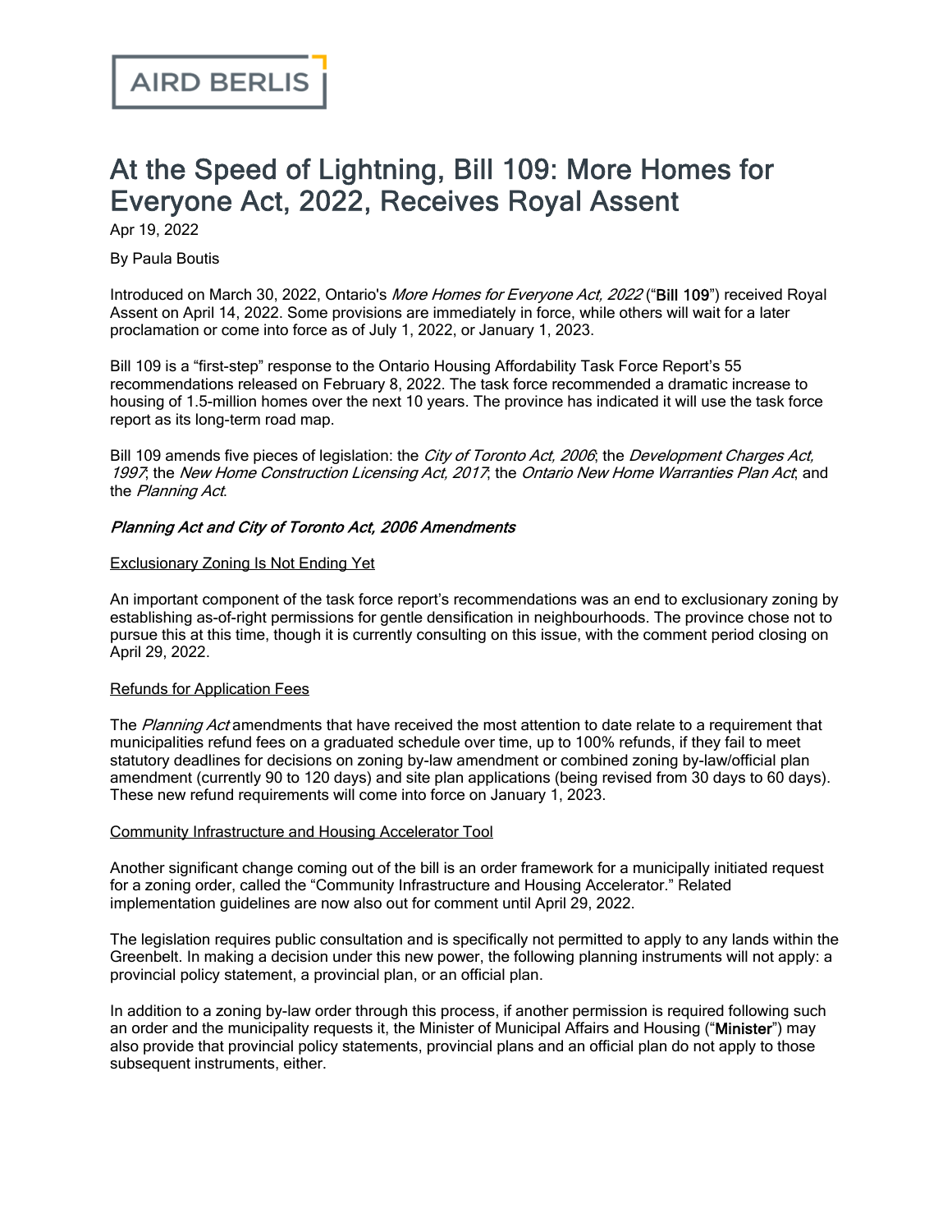AIRD BERLIS

# At the Speed of Lightning, Bill 109: More Homes for Everyone Act, 2022, Receives Royal Assent

Apr 19, 2022

By Paula Boutis

Introduced on March 30, 2022, Ontario's *More Homes for Everyone Act, 2022* ("**Bill 109**") received Royal Assent on April 14, 2022. Some provisions are immediately in force, while others will wait for a later proclamation or come into force as of July 1, 2022, or January 1, 2023.

Bill 109 is a "first-step" response to the Ontario Housing Affordability Task Force Report's 55 recommendations released on February 8, 2022. The task force recommended a dramatic increase to housing of 1.5-million homes over the next 10 years. The province has indicated it will use the task force report as its long-term road map.

Bill 109 amends five pieces of legislation: the *City of Toronto Act, 2006*; the *Development Charges Act, 1997*; the *New Home Construction Licensing Act, 2017*; the *Ontario New Home Warranties Plan Act*; and the *Planning Act*.

## *Planning Act and City of Toronto Act, 2006 Amendments*

### Exclusionary Zoning Is Not Ending Yet

An important component of the task force report's recommendations was an end to exclusionary zoning by establishing as-of-right permissions for gentle densification in neighbourhoods. The province chose not to pursue this at this time, though it is currently consulting on this issue, with the comment period closing on April 29, 2022.

### Refunds for Application Fees

The *Planning Act* amendments that have received the most attention to date relate to a requirement that municipalities refund fees on a graduated schedule over time, up to 100% refunds, if they fail to meet statutory deadlines for decisions on zoning by-law amendment or combined zoning by-law/official plan amendment (currently 90 to 120 days) and site plan applications (being revised from 30 days to 60 days). These new refund requirements will come into force on January 1, 2023.

### Community Infrastructure and Housing Accelerator Tool

Another significant change coming out of the bill is an order framework for a municipally initiated request for a zoning order, called the "Community Infrastructure and Housing Accelerator." Related implementation guidelines are now also out for comment until April 29, 2022.

The legislation requires public consultation and is specifically not permitted to apply to any lands within the Greenbelt. In making a decision under this new power, the following planning instruments will not apply: a provincial policy statement, a provincial plan, or an official plan.

In addition to a zoning by-law order through this process, if another permission is required following such an order and the municipality requests it, the Minister of Municipal Affairs and Housing ("**Minister**") may also provide that provincial policy statements, provincial plans and an official plan do not apply to those subsequent instruments, either.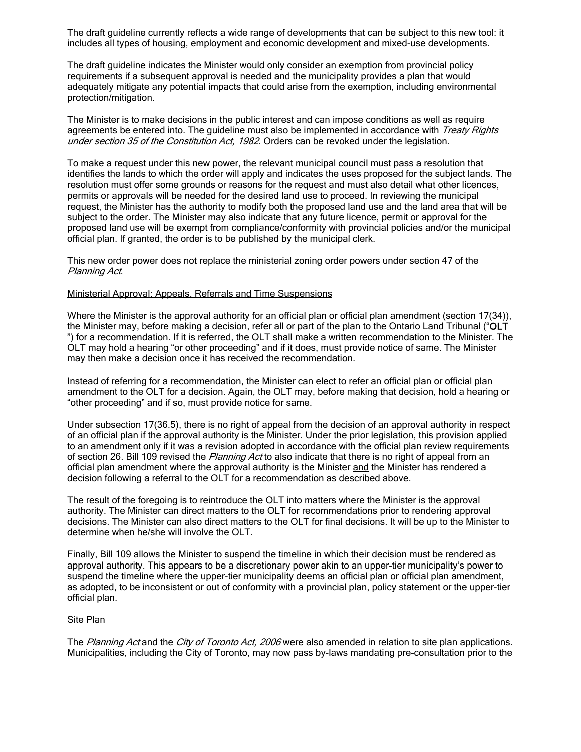The draft guideline currently reflects a wide range of developments that can be subject to this new tool: it includes all types of housing, employment and economic development and mixed-use developments.

The draft guideline indicates the Minister would only consider an exemption from provincial policy requirements if a subsequent approval is needed and the municipality provides a plan that would adequately mitigate any potential impacts that could arise from the exemption, including environmental protection/mitigation.

The Minister is to make decisions in the public interest and can impose conditions as well as require agreements be entered into. The guideline must also be implemented in accordance with *Treaty Rights under section 35 of the Constitution Act, 1982*. Orders can be revoked under the legislation.

To make a request under this new power, the relevant municipal council must pass a resolution that identifies the lands to which the order will apply and indicates the uses proposed for the subject lands. The resolution must offer some grounds or reasons for the request and must also detail what other licences, permits or approvals will be needed for the desired land use to proceed. In reviewing the municipal request, the Minister has the authority to modify both the proposed land use and the land area that will be subject to the order. The Minister may also indicate that any future licence, permit or approval for the proposed land use will be exempt from compliance/conformity with provincial policies and/or the municipal official plan. If granted, the order is to be published by the municipal clerk.

This new order power does not replace the ministerial zoning order powers under section 47 of the *Planning Act*.

<u>Ministerial Approval: Appeals, Referrals and Time Suspensions</u>

Where the Minister is the approval authority for an official plan or official plan amendment (section 17(34)), the Minister may, before making a decision, refer all or part of the plan to the Ontario Land Tribunal ("**OLT**") for a recommendation. If it is referred, the OLT shall make a written recommendation to the Minister. The OLT may hold a hearing "or other proceeding" and if it does, must provide notice of same. The Minister may then make a decision once it has received the recommendation.

Instead of referring for a recommendation, the Minister can elect to refer an official plan or official plan amendment to the OLT for a decision. Again, the OLT may, before making that decision, hold a hearing or "other proceeding" and if so, must provide notice for same.

Under subsection 17(36.5), there is no right of appeal from the decision of an approval authority in respect of an official plan if the approval authority is the Minister. Under the prior legislation, this provision applied to an amendment only if it was a revision adopted in accordance with the official plan review requirements of section 26. Bill 109 revised the *Planning Act* to also indicate that there is no right of appeal from an official plan amendment where the approval authority is the Minister <u>and</u> the Minister has rendered a decision following a referral to the OLT for a recommendation as described above.

The result of the foregoing is to reintroduce the OLT into matters where the Minister is the approval authority. The Minister can direct matters to the OLT for recommendations prior to rendering approval decisions. The Minister can also direct matters to the OLT for final decisions. It will be up to the Minister to determine when he/she will involve the OLT.

Finally, Bill 109 allows the Minister to suspend the timeline in which their decision must be rendered as approval authority. This appears to be a discretionary power akin to an upper-tier municipality's power to suspend the timeline where the upper-tier municipality deems an official plan or official plan amendment, as adopted, to be inconsistent or out of conformity with a provincial plan, policy statement or the upper-tier official plan.

<u>Site Plan</u>

The *Planning Act* and the *City of Toronto Act, 2006* were also amended in relation to site plan applications. Municipalities, including the City of Toronto, may now pass by-laws mandating pre-consultation prior to the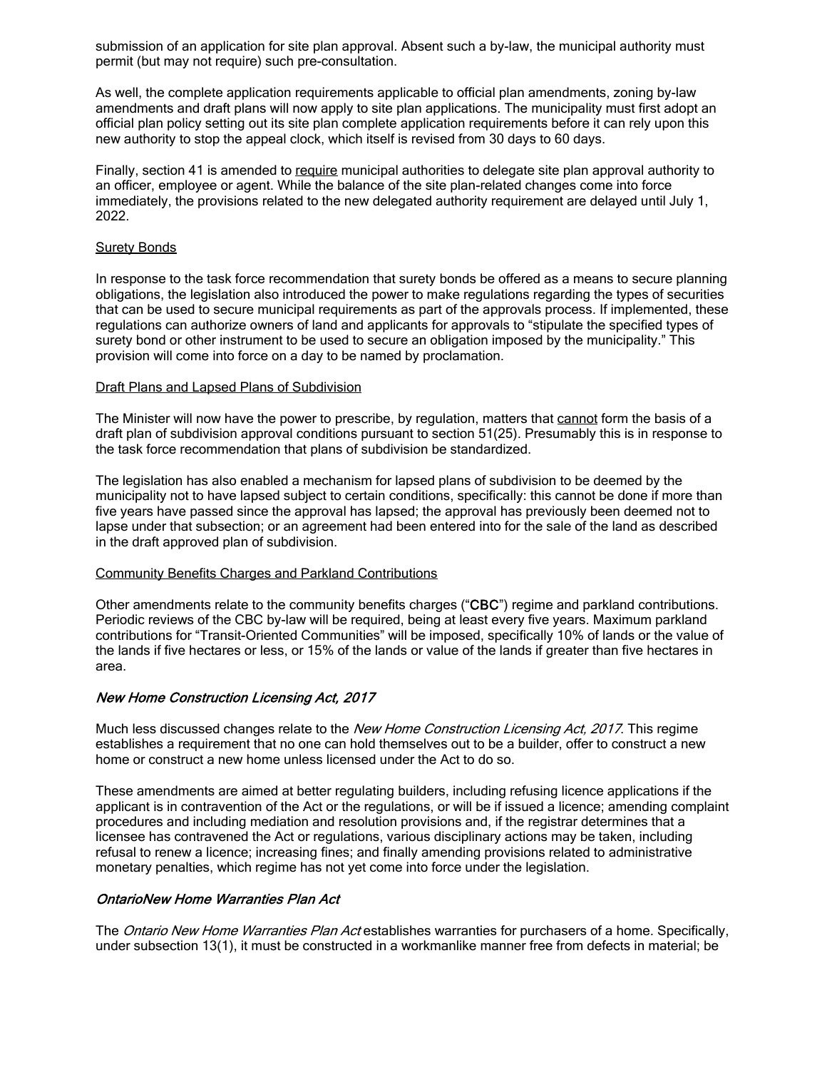submission of an application for site plan approval. Absent such a by-law, the municipal authority must permit (but may not require) such pre-consultation.

As well, the complete application requirements applicable to official plan amendments, zoning by-law amendments and draft plans will now apply to site plan applications. The municipality must first adopt an official plan policy setting out its site plan complete application requirements before it can rely upon this new authority to stop the appeal clock, which itself is revised from 30 days to 60 days.

Finally, section 41 is amended to <u>require</u> municipal authorities to delegate site plan approval authority to an officer, employee or agent. While the balance of the site plan-related changes come into force immediately, the provisions related to the new delegated authority requirement are delayed until July 1, 2022.

<u>Surety Bonds</u>

In response to the task force recommendation that surety bonds be offered as a means to secure planning obligations, the legislation also introduced the power to make regulations regarding the types of securities that can be used to secure municipal requirements as part of the approvals process. If implemented, these regulations can authorize owners of land and applicants for approvals to "stipulate the specified types of surety bond or other instrument to be used to secure an obligation imposed by the municipality." This provision will come into force on a day to be named by proclamation.

<u>Draft Plans and Lapsed Plans of Subdivision</u>

The Minister will now have the power to prescribe, by regulation, matters that <u>cannot</u> form the basis of a draft plan of subdivision approval conditions pursuant to section 51(25). Presumably this is in response to the task force recommendation that plans of subdivision be standardized.

The legislation has also enabled a mechanism for lapsed plans of subdivision to be deemed by the municipality not to have lapsed subject to certain conditions, specifically: this cannot be done if more than five years have passed since the approval has lapsed; the approval has previously been deemed not to lapse under that subsection; or an agreement had been entered into for the sale of the land as described in the draft approved plan of subdivision.

<u>Community Benefits Charges and Parkland Contributions</u>

Other amendments relate to the community benefits charges ("**CBC**") regime and parkland contributions. Periodic reviews of the CBC by-law will be required, being at least every five years. Maximum parkland contributions for "Transit-Oriented Communities" will be imposed, specifically 10% of lands or the value of the lands if five hectares or less, or 15% of the lands or value of the lands if greater than five hectares in area.

### *New Home Construction Licensing Act, 2017*

Much less discussed changes relate to the *New Home Construction Licensing Act, 2017*. This regime establishes a requirement that no one can hold themselves out to be a builder, offer to construct a new home or construct a new home unless licensed under the Act to do so.

These amendments are aimed at better regulating builders, including refusing licence applications if the applicant is in contravention of the Act or the regulations, or will be if issued a licence; amending complaint procedures and including mediation and resolution provisions and, if the registrar determines that a licensee has contravened the Act or regulations, various disciplinary actions may be taken, including refusal to renew a licence; increasing fines; and finally amending provisions related to administrative monetary penalties, which regime has not yet come into force under the legislation.

### *OntarioNew Home Warranties Plan Act*

The *Ontario New Home Warranties Plan Act* establishes warranties for purchasers of a home. Specifically, under subsection 13(1), it must be constructed in a workmanlike manner free from defects in material; be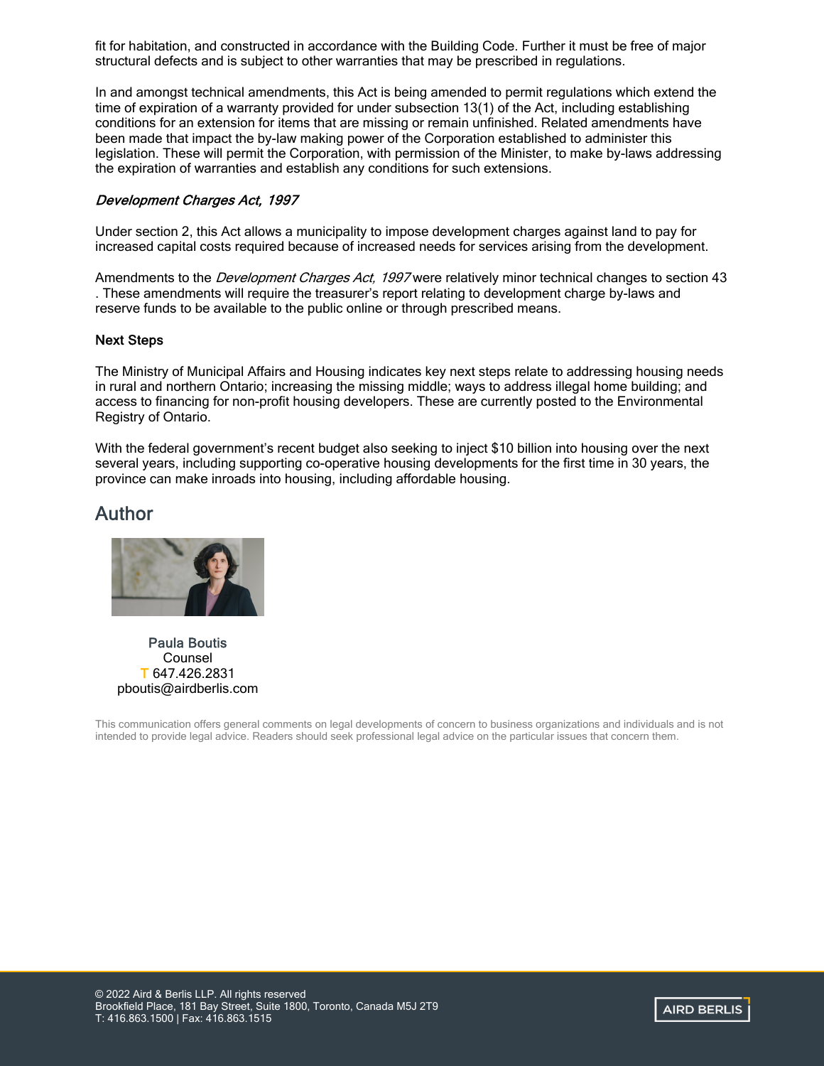fit for habitation, and constructed in accordance with the Building Code. Further it must be free of major structural defects and is subject to other warranties that may be prescribed in regulations.

In and amongst technical amendments, this Act is being amended to permit regulations which extend the time of expiration of a warranty provided for under subsection 13(1) of the Act, including establishing conditions for an extension for items that are missing or remain unfinished. Related amendments have been made that impact the by-law making power of the Corporation established to administer this legislation. These will permit the Corporation, with permission of the Minister, to make by-laws addressing the expiration of warranties and establish any conditions for such extensions.

### *Development Charges Act, 1997*

Under section 2, this Act allows a municipality to impose development charges against land to pay for increased capital costs required because of increased needs for services arising from the development.

Amendments to the *Development Charges Act, 1997* were relatively minor technical changes to section 43 . These amendments will require the treasurer's report relating to development charge by-laws and reserve funds to be available to the public online or through prescribed means.

### Next Steps

The Ministry of Municipal Affairs and Housing indicates key next steps relate to addressing housing needs in rural and northern Ontario; increasing the missing middle; ways to address illegal home building; and access to financing for non-profit housing developers. These are currently posted to the Environmental Registry of Ontario.

With the federal government's recent budget also seeking to inject $10 billion into housing over the next several years, including supporting co-operative housing developments for the first time in 30 years, the province can make inroads into housing, including affordable housing.

## Author

**Paula Boutis**
Counsel
T 647.426.2831
pboutis@airdberlis.com

This communication offers general comments on legal developments of concern to business organizations and individuals and is not intended to provide legal advice. Readers should seek professional legal advice on the particular issues that concern them.

© 2022 Aird & Berlis LLP. All rights reserved
Brookfield Place, 181 Bay Street, Suite 1800, Toronto, Canada M5J 2T9
T: 416.863.1500 | Fax: 416.863.1515